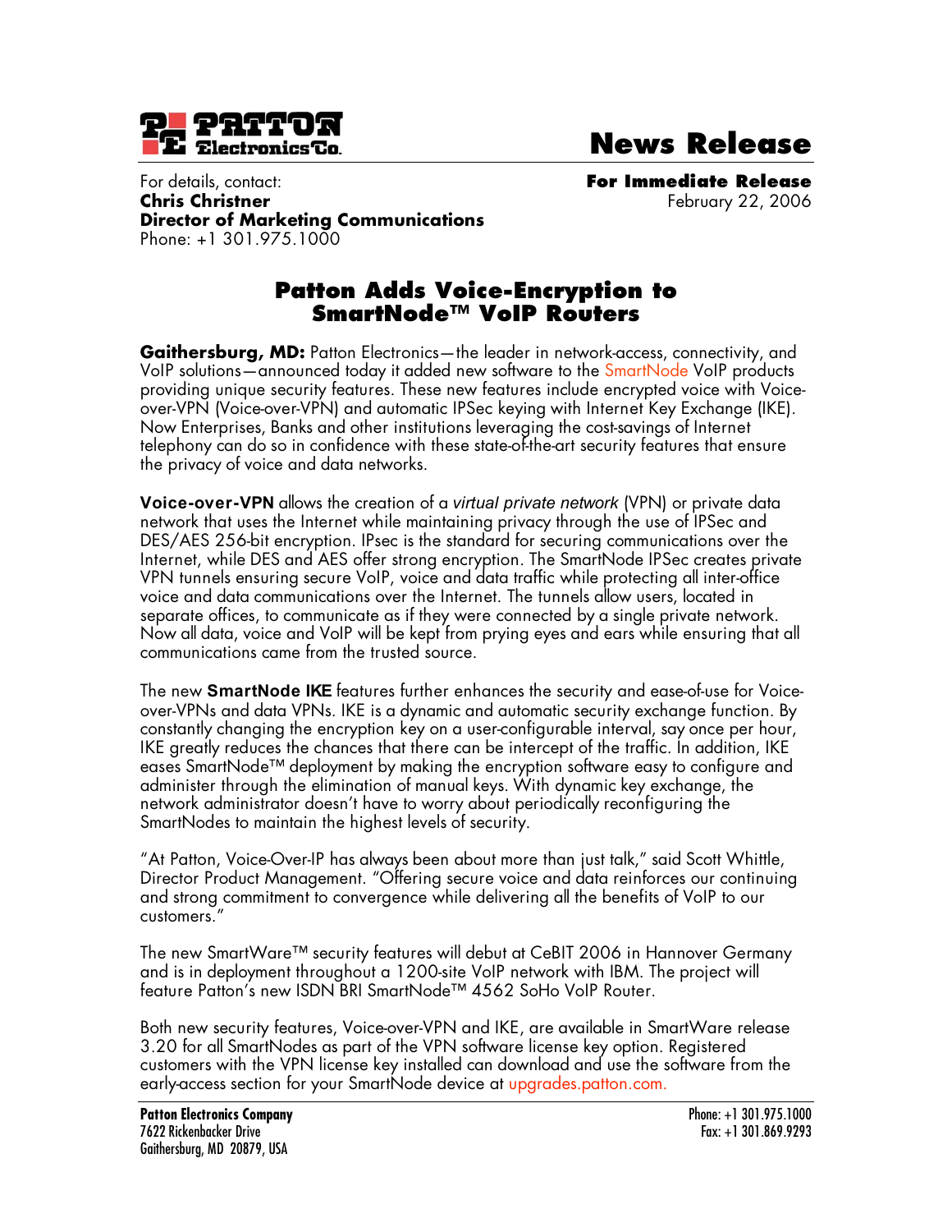# News Release

For details, contact:
**Chris Christner**
**Director of Marketing Communications**
Phone: +1 301.975.1000

**For Immediate Release**
February 22, 2006

## Patton Adds Voice-Encryption to SmartNode™ VoIP Routers

**Gaithersburg, MD:** Patton Electronics—the leader in network-access, connectivity, and VoIP solutions—announced today it added new software to the SmartNode VoIP products providing unique security features. These new features include encrypted voice with Voice-over-VPN (Voice-over-VPN) and automatic IPSec keying with Internet Key Exchange (IKE). Now Enterprises, Banks and other institutions leveraging the cost-savings of Internet telephony can do so in confidence with these state-of-the-art security features that ensure the privacy of voice and data networks.

**Voice-over-VPN** allows the creation of a *virtual private network* (VPN) or private data network that uses the Internet while maintaining privacy through the use of IPSec and DES/AES 256-bit encryption. IPsec is the standard for securing communications over the Internet, while DES and AES offer strong encryption. The SmartNode IPSec creates private VPN tunnels ensuring secure VoIP, voice and data traffic while protecting all inter-office voice and data communications over the Internet. The tunnels allow users, located in separate offices, to communicate as if they were connected by a single private network. Now all data, voice and VoIP will be kept from prying eyes and ears while ensuring that all communications came from the trusted source.

The new **SmartNode IKE** features further enhances the security and ease-of-use for Voice-over-VPNs and data VPNs. IKE is a dynamic and automatic security exchange function. By constantly changing the encryption key on a user-configurable interval, say once per hour, IKE greatly reduces the chances that there can be intercept of the traffic. In addition, IKE eases SmartNode™ deployment by making the encryption software easy to configure and administer through the elimination of manual keys. With dynamic key exchange, the network administrator doesn't have to worry about periodically reconfiguring the SmartNodes to maintain the highest levels of security.

"At Patton, Voice-Over-IP has always been about more than just talk," said Scott Whittle, Director Product Management. "Offering secure voice and data reinforces our continuing and strong commitment to convergence while delivering all the benefits of VoIP to our customers."

The new SmartWare™ security features will debut at CeBIT 2006 in Hannover Germany and is in deployment throughout a 1200-site VoIP network with IBM. The project will feature Patton's new ISDN BRI SmartNode™ 4562 SoHo VoIP Router.

Both new security features, Voice-over-VPN and IKE, are available in SmartWare release 3.20 for all SmartNodes as part of the VPN software license key option. Registered customers with the VPN license key installed can download and use the software from the early-access section for your SmartNode device at upgrades.patton.com.

**Patton Electronics Company**
7622 Rickenbacker Drive
Gaithersburg, MD 20879, USA

Phone: +1 301.975.1000
Fax: +1 301.869.9293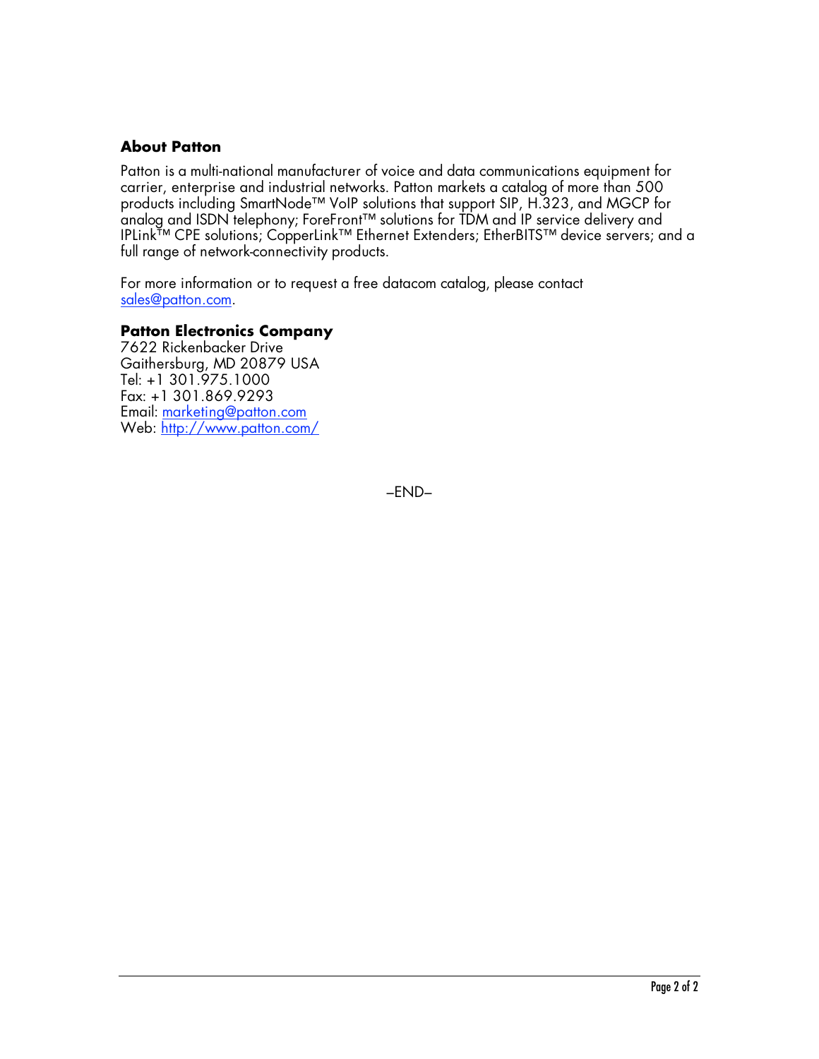## About Patton

Patton is a multi-national manufacturer of voice and data communications equipment for carrier, enterprise and industrial networks. Patton markets a catalog of more than 500 products including SmartNode™ VoIP solutions that support SIP, H.323, and MGCP for analog and ISDN telephony; ForeFront™ solutions for TDM and IP service delivery and IPLink™ CPE solutions; CopperLink™ Ethernet Extenders; EtherBITS™ device servers; and a full range of network-connectivity products.

For more information or to request a free datacom catalog, please contact sales@patton.com.

**Patton Electronics Company**
7622 Rickenbacker Drive
Gaithersburg, MD 20879 USA
Tel: +1 301.975.1000
Fax: +1 301.869.9293
Email: marketing@patton.com
Web: http://www.patton.com/

–END–